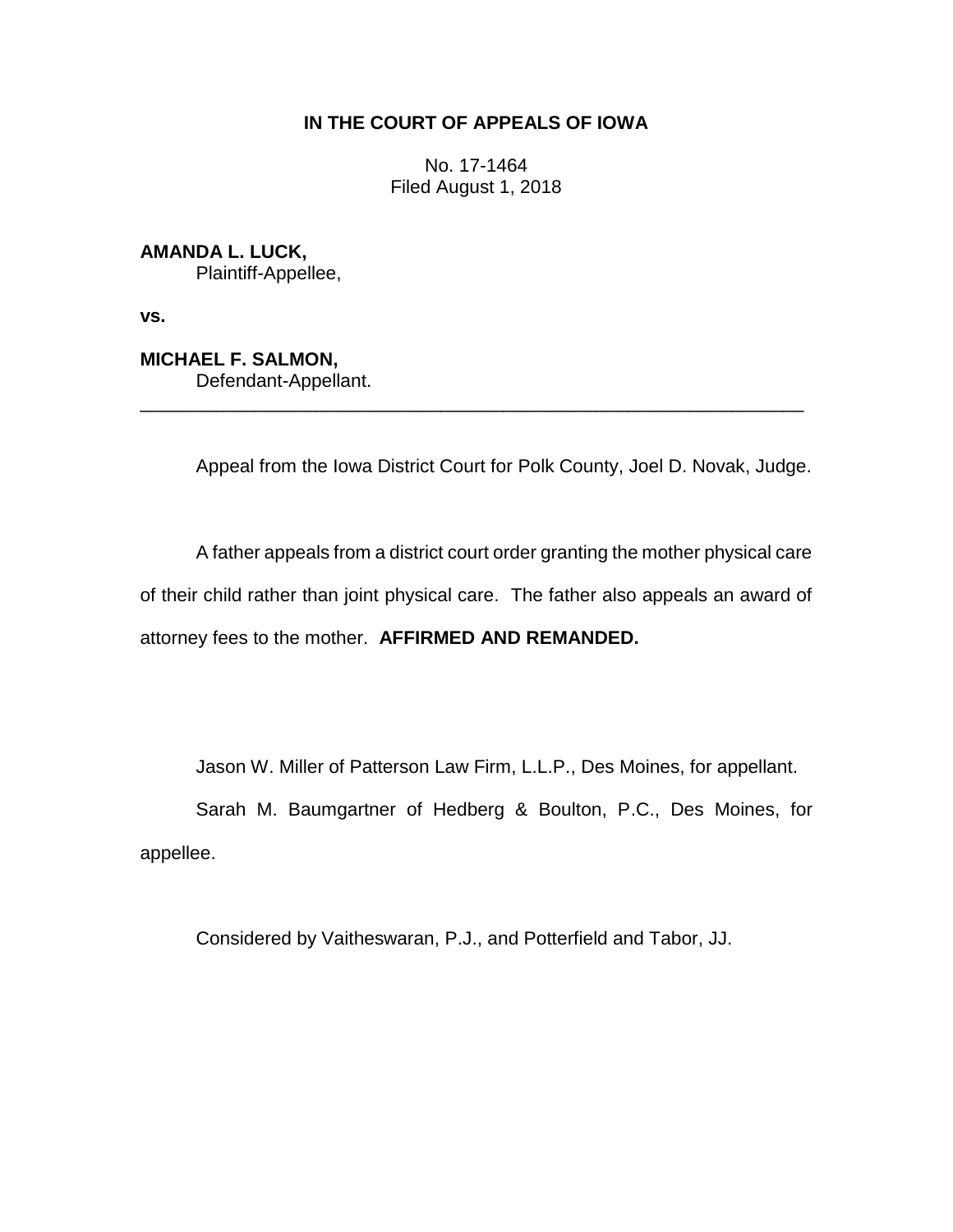# IN THE COURT OF APPEALS OF IOWA

No. 17-1464
Filed August 1, 2018

**AMANDA L. LUCK,**
Plaintiff-Appellee,

**vs.**

**MICHAEL F. SALMON,**
Defendant-Appellant.

---

Appeal from the Iowa District Court for Polk County, Joel D. Novak, Judge.

A father appeals from a district court order granting the mother physical care of their child rather than joint physical care. The father also appeals an award of attorney fees to the mother. **AFFIRMED AND REMANDED.**

Jason W. Miller of Patterson Law Firm, L.L.P., Des Moines, for appellant.

Sarah M. Baumgartner of Hedberg & Boulton, P.C., Des Moines, for appellee.

Considered by Vaitheswaran, P.J., and Potterfield and Tabor, JJ.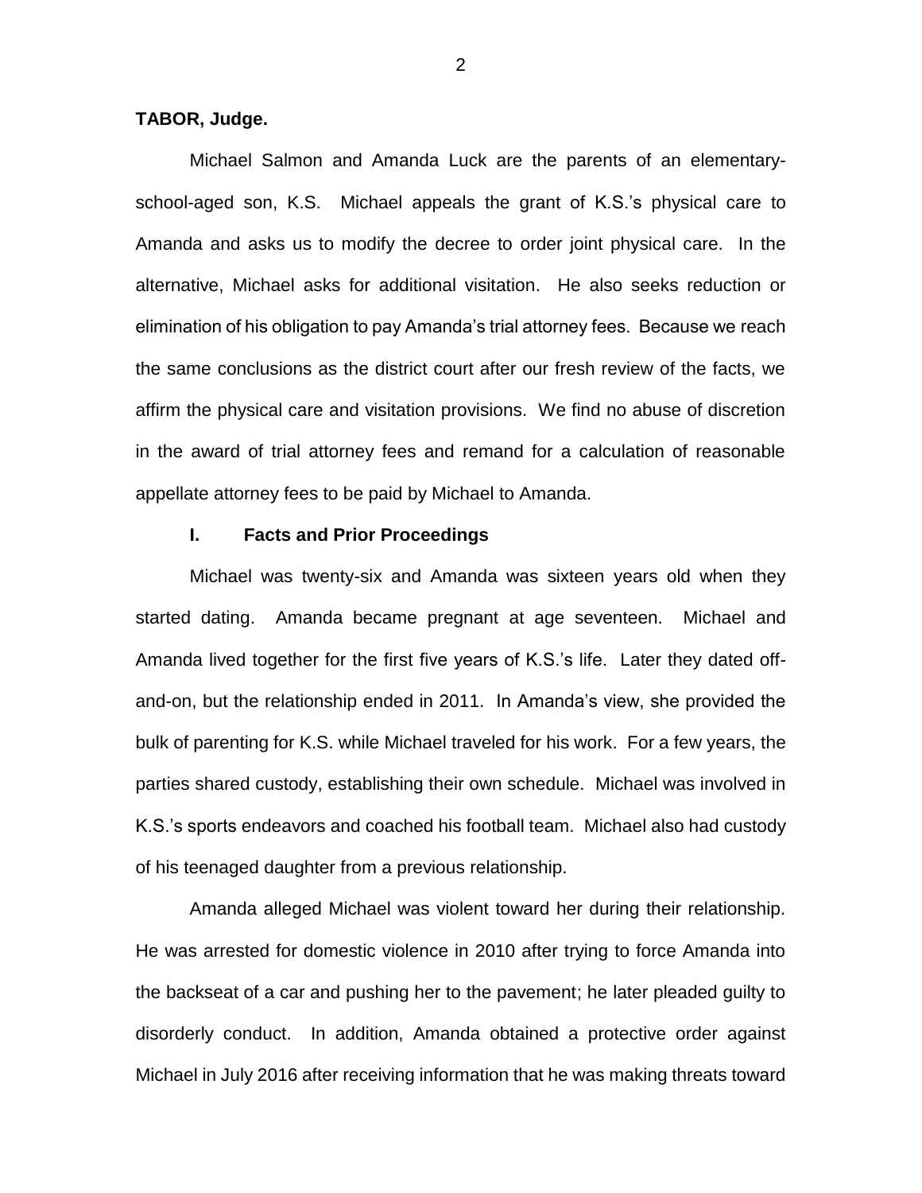**TABOR, Judge.**

Michael Salmon and Amanda Luck are the parents of an elementary-school-aged son, K.S. Michael appeals the grant of K.S.'s physical care to Amanda and asks us to modify the decree to order joint physical care. In the alternative, Michael asks for additional visitation. He also seeks reduction or elimination of his obligation to pay Amanda's trial attorney fees. Because we reach the same conclusions as the district court after our fresh review of the facts, we affirm the physical care and visitation provisions. We find no abuse of discretion in the award of trial attorney fees and remand for a calculation of reasonable appellate attorney fees to be paid by Michael to Amanda.

## I. Facts and Prior Proceedings

Michael was twenty-six and Amanda was sixteen years old when they started dating. Amanda became pregnant at age seventeen. Michael and Amanda lived together for the first five years of K.S.'s life. Later they dated off-and-on, but the relationship ended in 2011. In Amanda's view, she provided the bulk of parenting for K.S. while Michael traveled for his work. For a few years, the parties shared custody, establishing their own schedule. Michael was involved in K.S.'s sports endeavors and coached his football team. Michael also had custody of his teenaged daughter from a previous relationship.

Amanda alleged Michael was violent toward her during their relationship. He was arrested for domestic violence in 2010 after trying to force Amanda into the backseat of a car and pushing her to the pavement; he later pleaded guilty to disorderly conduct. In addition, Amanda obtained a protective order against Michael in July 2016 after receiving information that he was making threats toward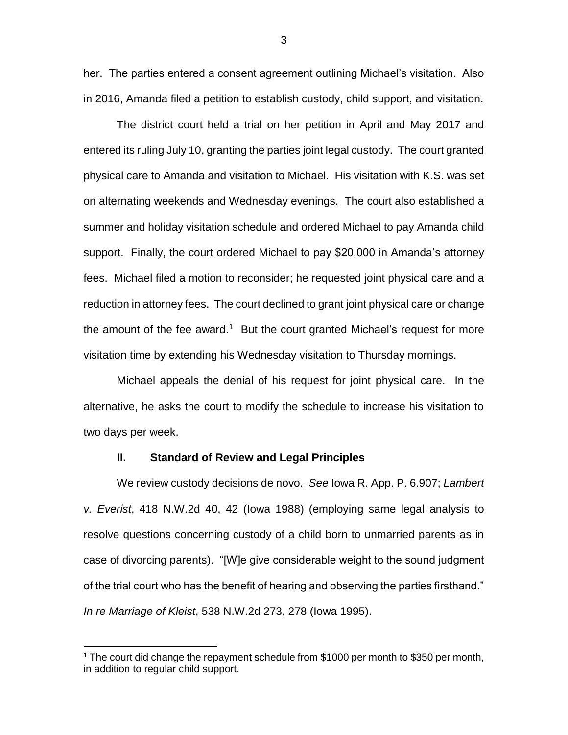her. The parties entered a consent agreement outlining Michael's visitation. Also in 2016, Amanda filed a petition to establish custody, child support, and visitation.

The district court held a trial on her petition in April and May 2017 and entered its ruling July 10, granting the parties joint legal custody. The court granted physical care to Amanda and visitation to Michael. His visitation with K.S. was set on alternating weekends and Wednesday evenings. The court also established a summer and holiday visitation schedule and ordered Michael to pay Amanda child support. Finally, the court ordered Michael to pay $20,000 in Amanda's attorney fees. Michael filed a motion to reconsider; he requested joint physical care and a reduction in attorney fees. The court declined to grant joint physical care or change the amount of the fee award.[1] But the court granted Michael's request for more visitation time by extending his Wednesday visitation to Thursday mornings.

Michael appeals the denial of his request for joint physical care. In the alternative, he asks the court to modify the schedule to increase his visitation to two days per week.

## II. Standard of Review and Legal Principles

We review custody decisions de novo. *See* Iowa R. App. P. 6.907; *Lambert v. Everist*, 418 N.W.2d 40, 42 (Iowa 1988) (employing same legal analysis to resolve questions concerning custody of a child born to unmarried parents as in case of divorcing parents). "[W]e give considerable weight to the sound judgment of the trial court who has the benefit of hearing and observing the parties firsthand." *In re Marriage of Kleist*, 538 N.W.2d 273, 278 (Iowa 1995).

[1] The court did change the repayment schedule from $1000 per month to $350 per month, in addition to regular child support.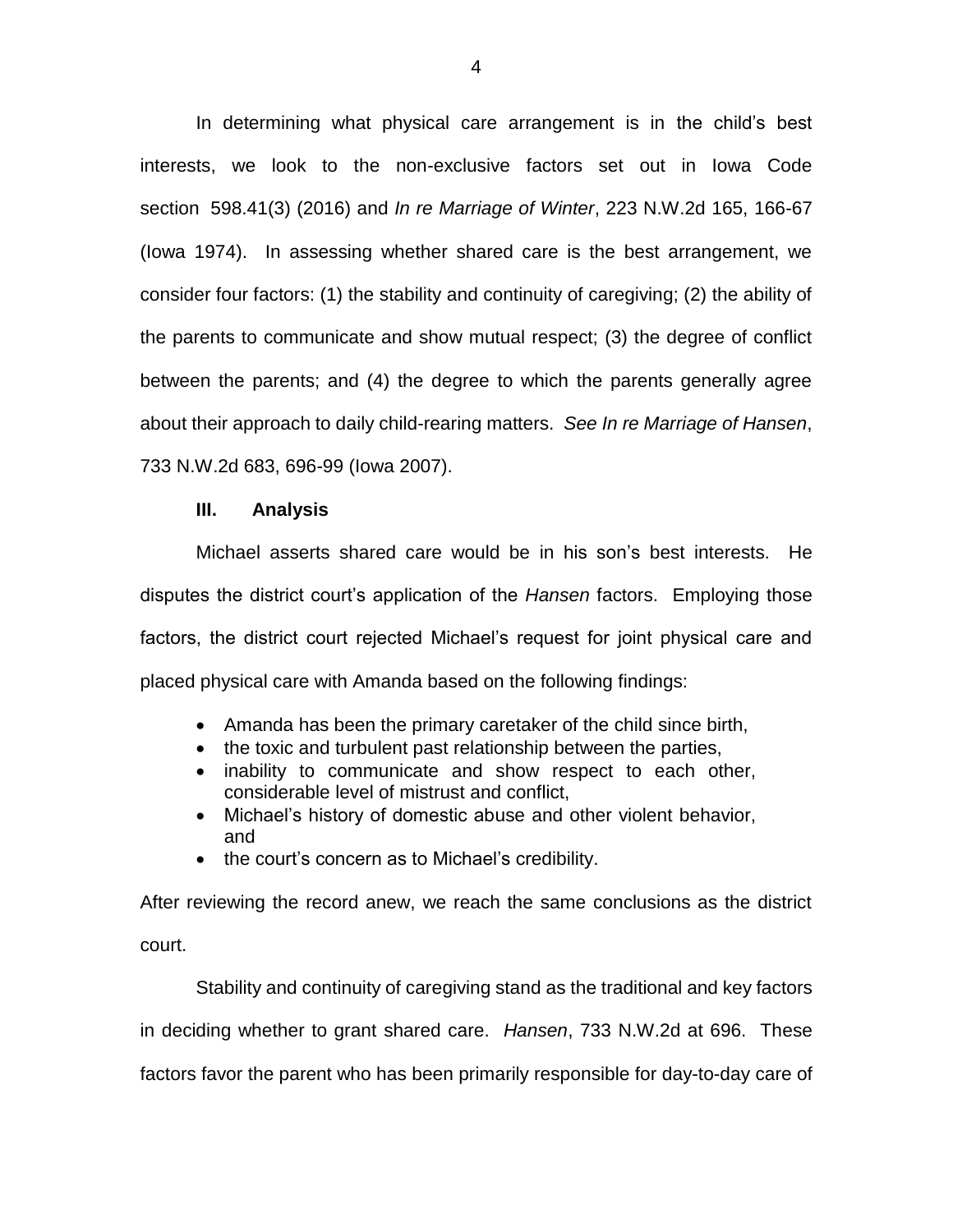In determining what physical care arrangement is in the child's best interests, we look to the non-exclusive factors set out in Iowa Code section 598.41(3) (2016) and *In re Marriage of Winter*, 223 N.W.2d 165, 166-67 (Iowa 1974). In assessing whether shared care is the best arrangement, we consider four factors: (1) the stability and continuity of caregiving; (2) the ability of the parents to communicate and show mutual respect; (3) the degree of conflict between the parents; and (4) the degree to which the parents generally agree about their approach to daily child-rearing matters. *See In re Marriage of Hansen*, 733 N.W.2d 683, 696-99 (Iowa 2007).

## III. Analysis

Michael asserts shared care would be in his son's best interests. He disputes the district court's application of the *Hansen* factors. Employing those factors, the district court rejected Michael's request for joint physical care and placed physical care with Amanda based on the following findings:

- Amanda has been the primary caretaker of the child since birth,
- the toxic and turbulent past relationship between the parties,
- inability to communicate and show respect to each other, considerable level of mistrust and conflict,
- Michael's history of domestic abuse and other violent behavior, and
- the court's concern as to Michael's credibility.

After reviewing the record anew, we reach the same conclusions as the district court.

Stability and continuity of caregiving stand as the traditional and key factors in deciding whether to grant shared care. *Hansen*, 733 N.W.2d at 696. These factors favor the parent who has been primarily responsible for day-to-day care of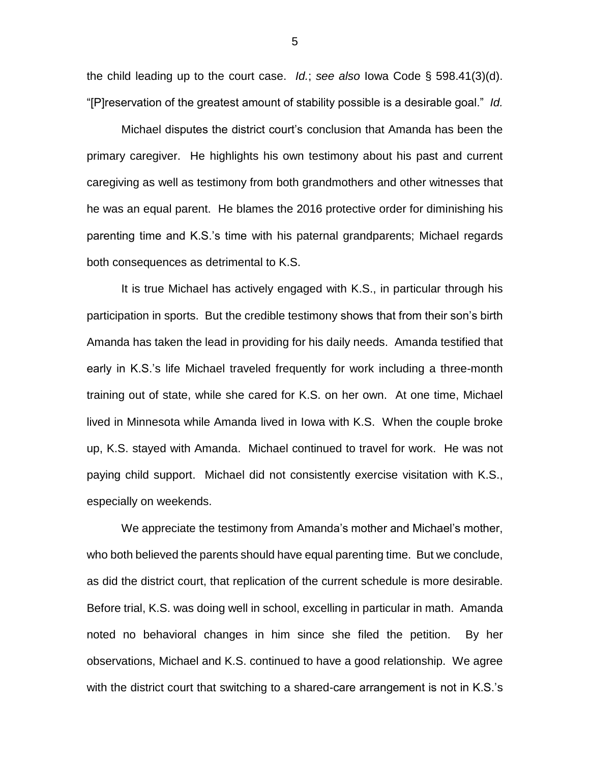the child leading up to the court case. *Id.*; *see also* Iowa Code § 598.41(3)(d). "[P]reservation of the greatest amount of stability possible is a desirable goal." *Id.*

Michael disputes the district court's conclusion that Amanda has been the primary caregiver. He highlights his own testimony about his past and current caregiving as well as testimony from both grandmothers and other witnesses that he was an equal parent. He blames the 2016 protective order for diminishing his parenting time and K.S.'s time with his paternal grandparents; Michael regards both consequences as detrimental to K.S.

It is true Michael has actively engaged with K.S., in particular through his participation in sports. But the credible testimony shows that from their son's birth Amanda has taken the lead in providing for his daily needs. Amanda testified that early in K.S.'s life Michael traveled frequently for work including a three-month training out of state, while she cared for K.S. on her own. At one time, Michael lived in Minnesota while Amanda lived in Iowa with K.S. When the couple broke up, K.S. stayed with Amanda. Michael continued to travel for work. He was not paying child support. Michael did not consistently exercise visitation with K.S., especially on weekends.

We appreciate the testimony from Amanda's mother and Michael's mother, who both believed the parents should have equal parenting time. But we conclude, as did the district court, that replication of the current schedule is more desirable. Before trial, K.S. was doing well in school, excelling in particular in math. Amanda noted no behavioral changes in him since she filed the petition. By her observations, Michael and K.S. continued to have a good relationship. We agree with the district court that switching to a shared-care arrangement is not in K.S.'s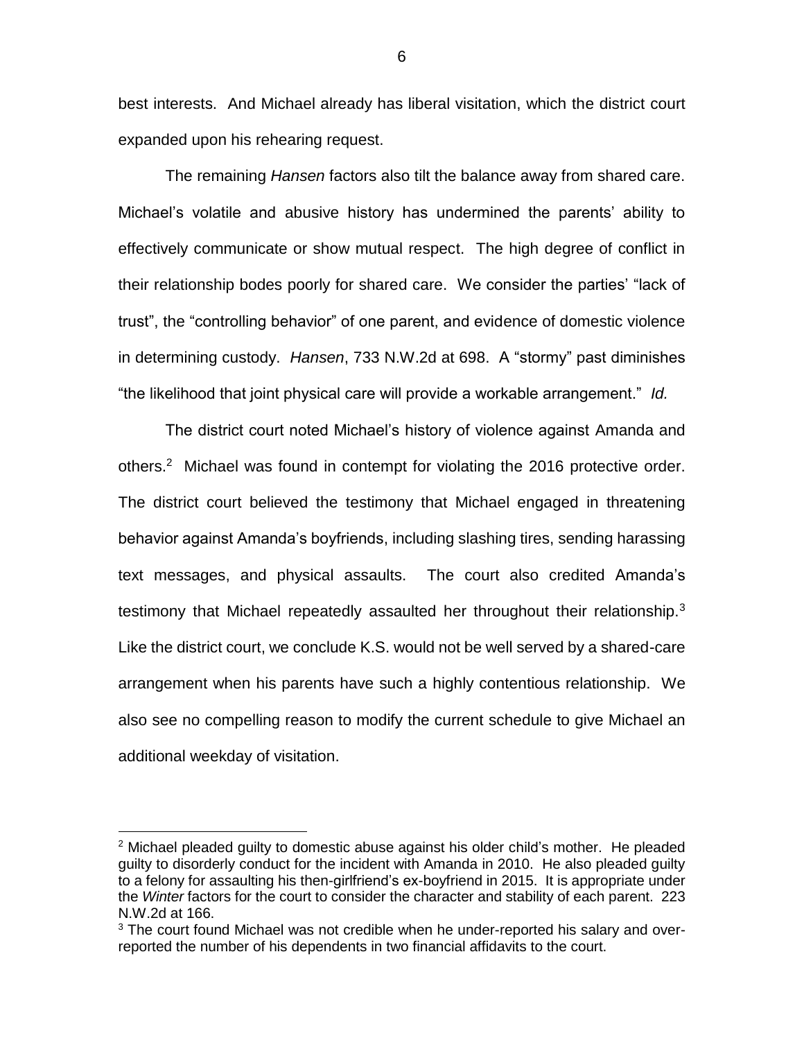best interests. And Michael already has liberal visitation, which the district court expanded upon his rehearing request.

The remaining *Hansen* factors also tilt the balance away from shared care. Michael's volatile and abusive history has undermined the parents' ability to effectively communicate or show mutual respect. The high degree of conflict in their relationship bodes poorly for shared care. We consider the parties' "lack of trust", the "controlling behavior" of one parent, and evidence of domestic violence in determining custody. *Hansen*, 733 N.W.2d at 698. A "stormy" past diminishes "the likelihood that joint physical care will provide a workable arrangement." *Id.*

The district court noted Michael's history of violence against Amanda and others.[2] Michael was found in contempt for violating the 2016 protective order. The district court believed the testimony that Michael engaged in threatening behavior against Amanda's boyfriends, including slashing tires, sending harassing text messages, and physical assaults. The court also credited Amanda's testimony that Michael repeatedly assaulted her throughout their relationship.[3] Like the district court, we conclude K.S. would not be well served by a shared-care arrangement when his parents have such a highly contentious relationship. We also see no compelling reason to modify the current schedule to give Michael an additional weekday of visitation.

---

[2] Michael pleaded guilty to domestic abuse against his older child's mother. He pleaded guilty to disorderly conduct for the incident with Amanda in 2010. He also pleaded guilty to a felony for assaulting his then-girlfriend's ex-boyfriend in 2015. It is appropriate under the *Winter* factors for the court to consider the character and stability of each parent. 223 N.W.2d at 166.

[3] The court found Michael was not credible when he under-reported his salary and over-reported the number of his dependents in two financial affidavits to the court.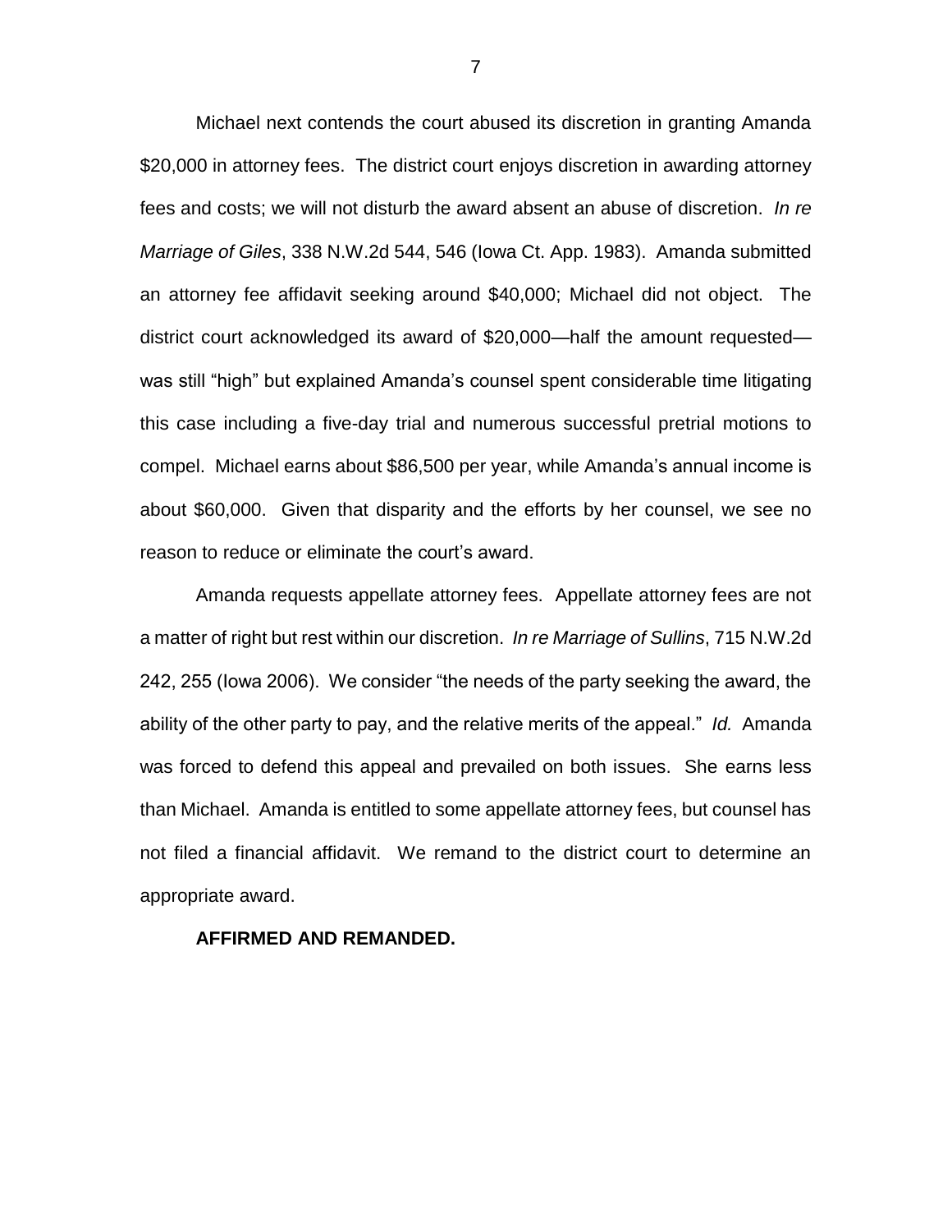Michael next contends the court abused its discretion in granting Amanda $20,000 in attorney fees. The district court enjoys discretion in awarding attorney fees and costs; we will not disturb the award absent an abuse of discretion. *In re Marriage of Giles*, 338 N.W.2d 544, 546 (Iowa Ct. App. 1983). Amanda submitted an attorney fee affidavit seeking around $40,000; Michael did not object. The district court acknowledged its award of $20,000—half the amount requested—was still "high" but explained Amanda's counsel spent considerable time litigating this case including a five-day trial and numerous successful pretrial motions to compel. Michael earns about $86,500 per year, while Amanda's annual income is about $60,000. Given that disparity and the efforts by her counsel, we see no reason to reduce or eliminate the court's award.

Amanda requests appellate attorney fees. Appellate attorney fees are not a matter of right but rest within our discretion. *In re Marriage of Sullins*, 715 N.W.2d 242, 255 (Iowa 2006). We consider "the needs of the party seeking the award, the ability of the other party to pay, and the relative merits of the appeal." *Id.* Amanda was forced to defend this appeal and prevailed on both issues. She earns less than Michael. Amanda is entitled to some appellate attorney fees, but counsel has not filed a financial affidavit. We remand to the district court to determine an appropriate award.

**AFFIRMED AND REMANDED.**